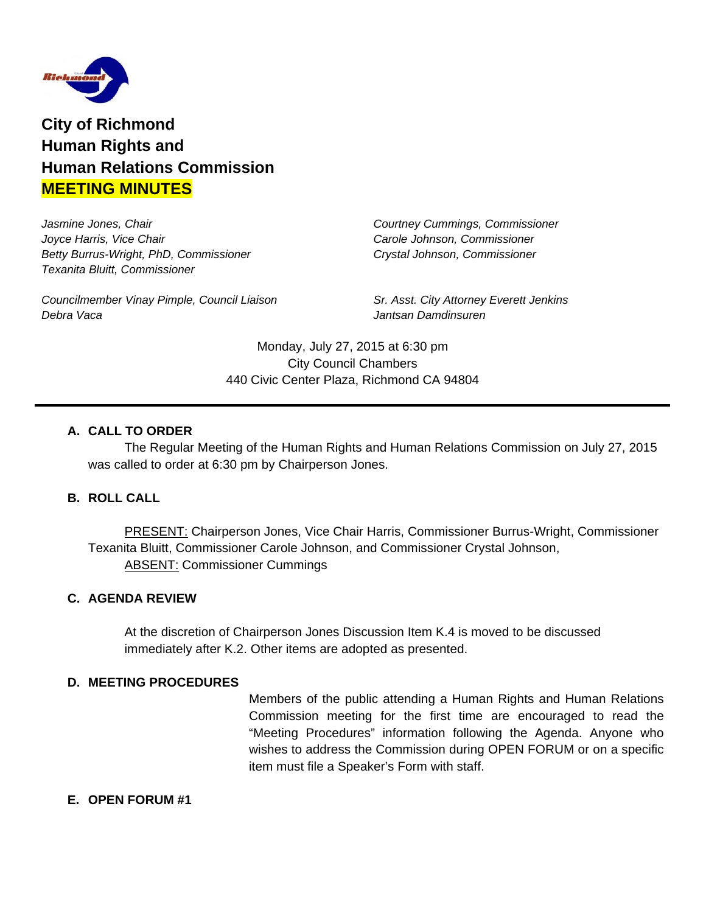# City of Richmond
# Human Rights and
# Human Relations Commission
# MEETING MINUTES

*Jasmine Jones, Chair*
*Joyce Harris, Vice Chair*
*Betty Burrus-Wright, PhD, Commissioner*
*Texanita Bluitt, Commissioner*
*Courtney Cummings, Commissioner*
*Carole Johnson, Commissioner*
*Crystal Johnson, Commissioner*

*Councilmember Vinay Pimple, Council Liaison*
*Debra Vaca*
*Sr. Asst. City Attorney Everett Jenkins*
*Jantsan Damdinsuren*

Monday, July 27, 2015 at 6:30 pm
City Council Chambers
440 Civic Center Plaza, Richmond CA 94804

---

### A. CALL TO ORDER

The Regular Meeting of the Human Rights and Human Relations Commission on July 27, 2015 was called to order at 6:30 pm by Chairperson Jones.

### B. ROLL CALL

PRESENT: Chairperson Jones, Vice Chair Harris, Commissioner Burrus-Wright, Commissioner Texanita Bluitt, Commissioner Carole Johnson, and Commissioner Crystal Johnson,
ABSENT: Commissioner Cummings

### C. AGENDA REVIEW

At the discretion of Chairperson Jones Discussion Item K.4 is moved to be discussed immediately after K.2. Other items are adopted as presented.

### D. MEETING PROCEDURES

Members of the public attending a Human Rights and Human Relations Commission meeting for the first time are encouraged to read the "Meeting Procedures" information following the Agenda. Anyone who wishes to address the Commission during OPEN FORUM or on a specific item must file a Speaker's Form with staff.

### E. OPEN FORUM #1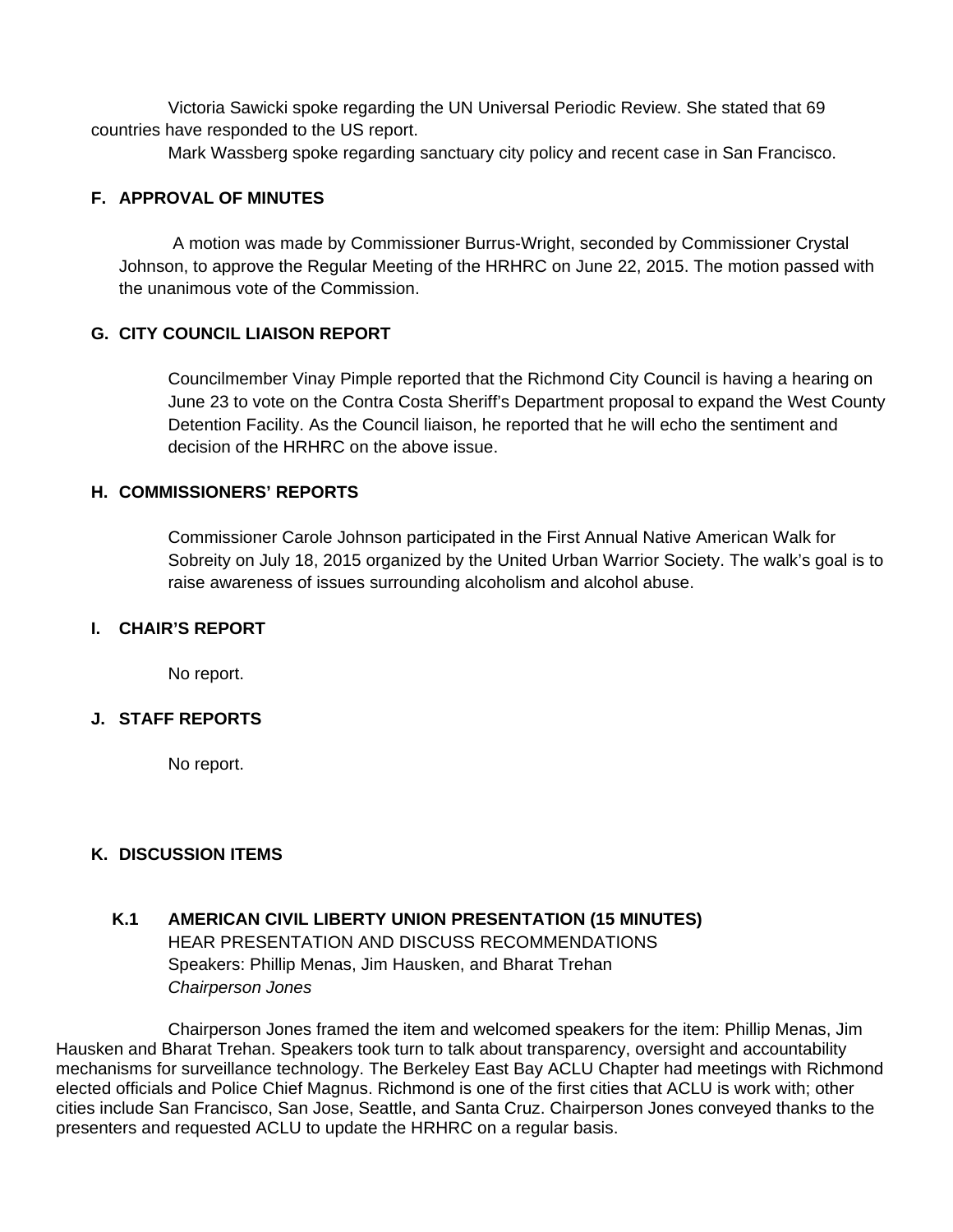Victoria Sawicki spoke regarding the UN Universal Periodic Review. She stated that 69 countries have responded to the US report.

Mark Wassberg spoke regarding sanctuary city policy and recent case in San Francisco.

### F. APPROVAL OF MINUTES

A motion was made by Commissioner Burrus-Wright, seconded by Commissioner Crystal Johnson, to approve the Regular Meeting of the HRHRC on June 22, 2015. The motion passed with the unanimous vote of the Commission.

### G. CITY COUNCIL LIAISON REPORT

Councilmember Vinay Pimple reported that the Richmond City Council is having a hearing on June 23 to vote on the Contra Costa Sheriff's Department proposal to expand the West County Detention Facility. As the Council liaison, he reported that he will echo the sentiment and decision of the HRHRC on the above issue.

### H. COMMISSIONERS' REPORTS

Commissioner Carole Johnson participated in the First Annual Native American Walk for Sobreity on July 18, 2015 organized by the United Urban Warrior Society. The walk's goal is to raise awareness of issues surrounding alcoholism and alcohol abuse.

### I. CHAIR'S REPORT

No report.

### J. STAFF REPORTS

No report.

### K. DISCUSSION ITEMS

#### K.1 AMERICAN CIVIL LIBERTY UNION PRESENTATION (15 MINUTES)

HEAR PRESENTATION AND DISCUSS RECOMMENDATIONS
Speakers: Phillip Menas, Jim Hausken, and Bharat Trehan
*Chairperson Jones*

Chairperson Jones framed the item and welcomed speakers for the item: Phillip Menas, Jim Hausken and Bharat Trehan. Speakers took turn to talk about transparency, oversight and accountability mechanisms for surveillance technology. The Berkeley East Bay ACLU Chapter had meetings with Richmond elected officials and Police Chief Magnus. Richmond is one of the first cities that ACLU is work with; other cities include San Francisco, San Jose, Seattle, and Santa Cruz. Chairperson Jones conveyed thanks to the presenters and requested ACLU to update the HRHRC on a regular basis.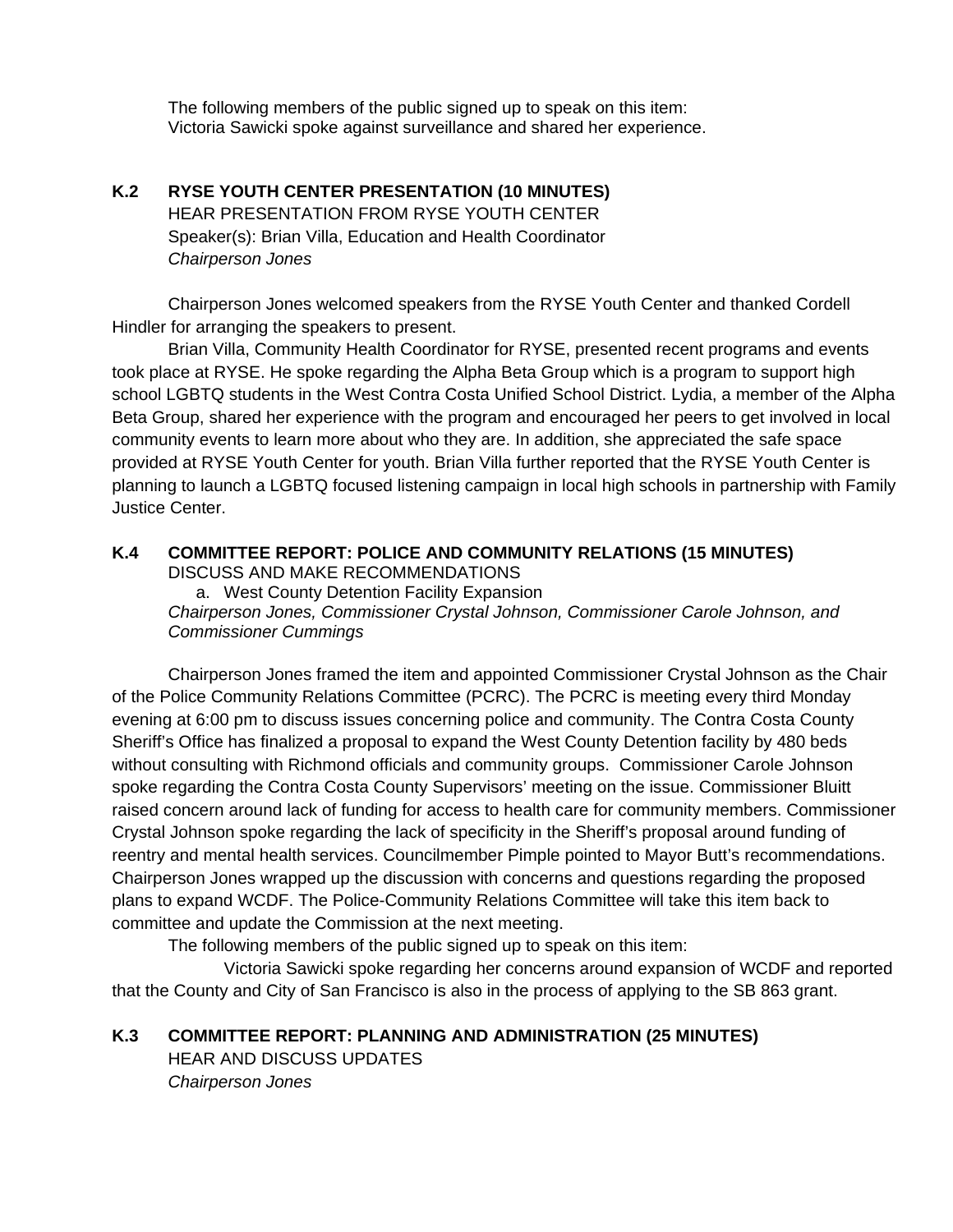The following members of the public signed up to speak on this item:
Victoria Sawicki spoke against surveillance and shared her experience.

**K.2 RYSE YOUTH CENTER PRESENTATION (10 MINUTES)**
HEAR PRESENTATION FROM RYSE YOUTH CENTER
Speaker(s): Brian Villa, Education and Health Coordinator
*Chairperson Jones*

Chairperson Jones welcomed speakers from the RYSE Youth Center and thanked Cordell Hindler for arranging the speakers to present.

Brian Villa, Community Health Coordinator for RYSE, presented recent programs and events took place at RYSE. He spoke regarding the Alpha Beta Group which is a program to support high school LGBTQ students in the West Contra Costa Unified School District. Lydia, a member of the Alpha Beta Group, shared her experience with the program and encouraged her peers to get involved in local community events to learn more about who they are. In addition, she appreciated the safe space provided at RYSE Youth Center for youth. Brian Villa further reported that the RYSE Youth Center is planning to launch a LGBTQ focused listening campaign in local high schools in partnership with Family Justice Center.

**K.4 COMMITTEE REPORT: POLICE AND COMMUNITY RELATIONS (15 MINUTES)**
DISCUSS AND MAKE RECOMMENDATIONS

a. West County Detention Facility Expansion

*Chairperson Jones, Commissioner Crystal Johnson, Commissioner Carole Johnson, and Commissioner Cummings*

Chairperson Jones framed the item and appointed Commissioner Crystal Johnson as the Chair of the Police Community Relations Committee (PCRC). The PCRC is meeting every third Monday evening at 6:00 pm to discuss issues concerning police and community. The Contra Costa County Sheriff's Office has finalized a proposal to expand the West County Detention facility by 480 beds without consulting with Richmond officials and community groups. Commissioner Carole Johnson spoke regarding the Contra Costa County Supervisors' meeting on the issue. Commissioner Bluitt raised concern around lack of funding for access to health care for community members. Commissioner Crystal Johnson spoke regarding the lack of specificity in the Sheriff's proposal around funding of reentry and mental health services. Councilmember Pimple pointed to Mayor Butt's recommendations. Chairperson Jones wrapped up the discussion with concerns and questions regarding the proposed plans to expand WCDF. The Police-Community Relations Committee will take this item back to committee and update the Commission at the next meeting.

The following members of the public signed up to speak on this item:

Victoria Sawicki spoke regarding her concerns around expansion of WCDF and reported that the County and City of San Francisco is also in the process of applying to the SB 863 grant.

**K.3 COMMITTEE REPORT: PLANNING AND ADMINISTRATION (25 MINUTES)**
HEAR AND DISCUSS UPDATES
*Chairperson Jones*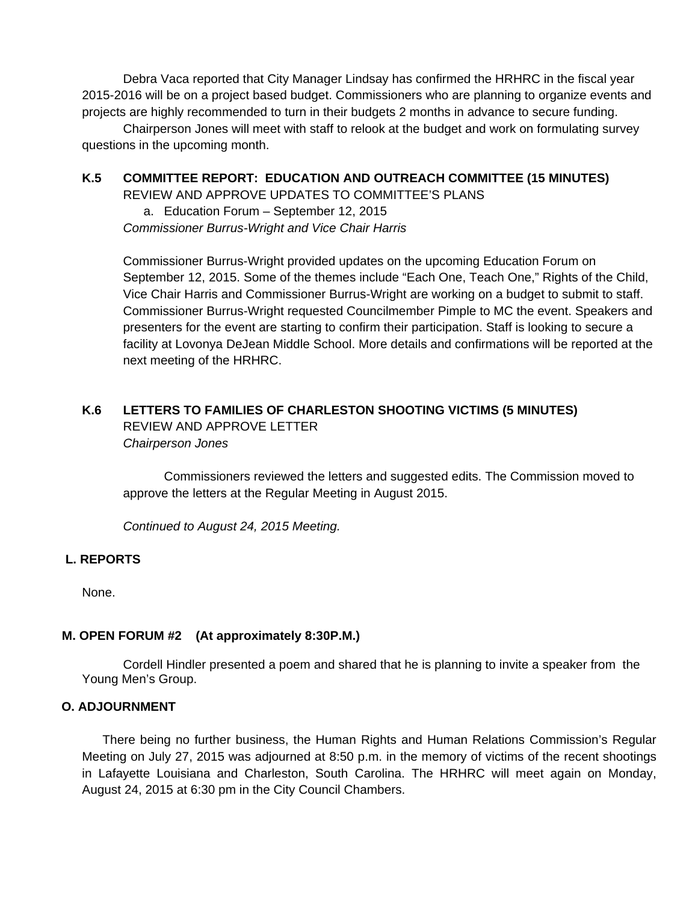Debra Vaca reported that City Manager Lindsay has confirmed the HRHRC in the fiscal year 2015-2016 will be on a project based budget. Commissioners who are planning to organize events and projects are highly recommended to turn in their budgets 2 months in advance to secure funding.

Chairperson Jones will meet with staff to relook at the budget and work on formulating survey questions in the upcoming month.

**K.5 COMMITTEE REPORT: EDUCATION AND OUTREACH COMMITTEE (15 MINUTES)**

REVIEW AND APPROVE UPDATES TO COMMITTEE'S PLANS

a. Education Forum – September 12, 2015

*Commissioner Burrus-Wright and Vice Chair Harris*

Commissioner Burrus-Wright provided updates on the upcoming Education Forum on September 12, 2015. Some of the themes include "Each One, Teach One," Rights of the Child, Vice Chair Harris and Commissioner Burrus-Wright are working on a budget to submit to staff. Commissioner Burrus-Wright requested Councilmember Pimple to MC the event. Speakers and presenters for the event are starting to confirm their participation. Staff is looking to secure a facility at Lovonya DeJean Middle School. More details and confirmations will be reported at the next meeting of the HRHRC.

**K.6 LETTERS TO FAMILIES OF CHARLESTON SHOOTING VICTIMS (5 MINUTES)**

REVIEW AND APPROVE LETTER

*Chairperson Jones*

Commissioners reviewed the letters and suggested edits. The Commission moved to approve the letters at the Regular Meeting in August 2015.

*Continued to August 24, 2015 Meeting.*

**L. REPORTS**

None.

**M. OPEN FORUM #2 (At approximately 8:30P.M.)**

Cordell Hindler presented a poem and shared that he is planning to invite a speaker from the Young Men's Group.

**O. ADJOURNMENT**

There being no further business, the Human Rights and Human Relations Commission's Regular Meeting on July 27, 2015 was adjourned at 8:50 p.m. in the memory of victims of the recent shootings in Lafayette Louisiana and Charleston, South Carolina. The HRHRC will meet again on Monday, August 24, 2015 at 6:30 pm in the City Council Chambers.